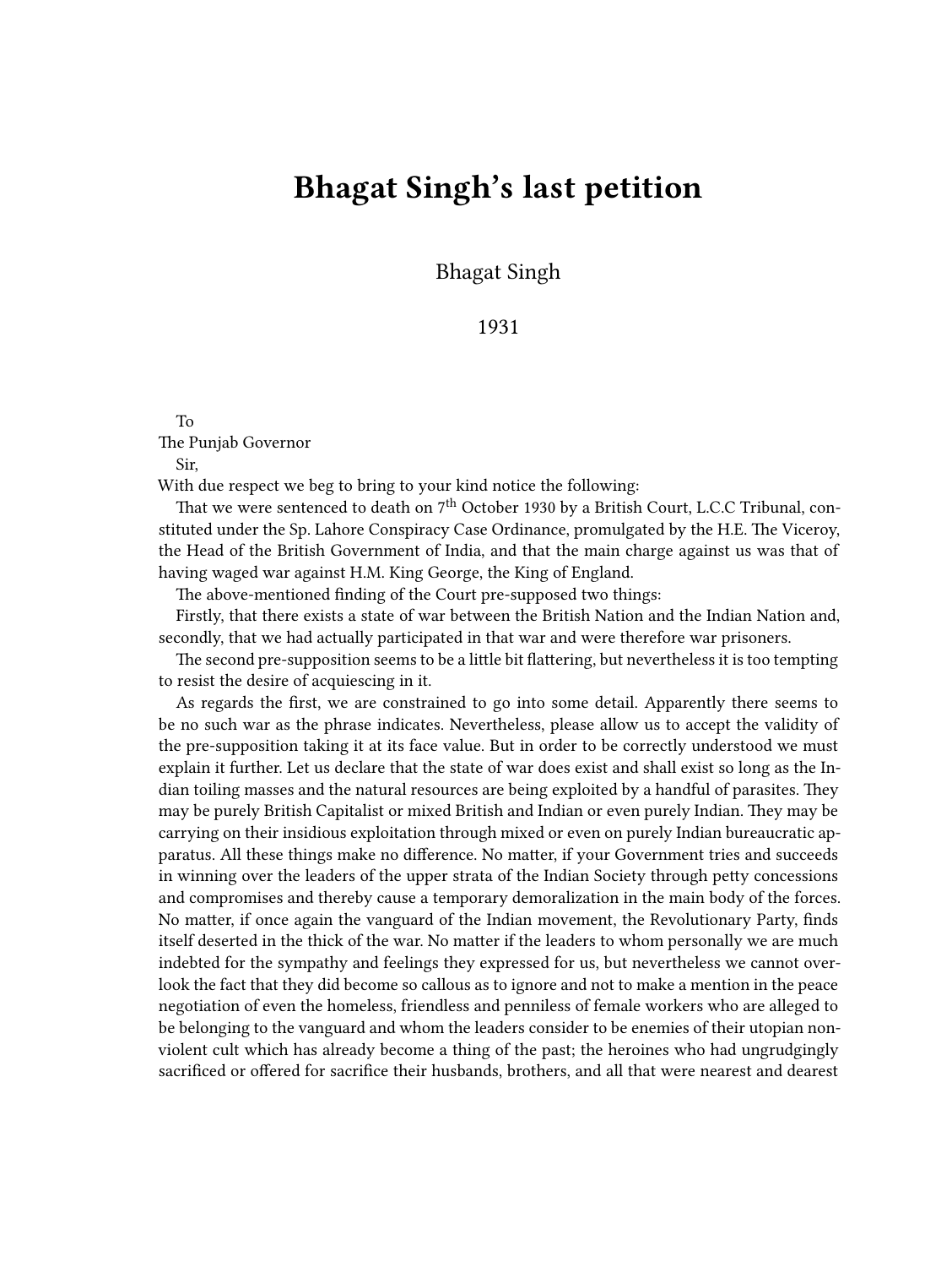# Bhagat Singh's last petition

Bhagat Singh

1931

To
The Punjab Governor
Sir,
With due respect we beg to bring to your kind notice the following:

That we were sentenced to death on 7th October 1930 by a British Court, L.C.C Tribunal, constituted under the Sp. Lahore Conspiracy Case Ordinance, promulgated by the H.E. The Viceroy, the Head of the British Government of India, and that the main charge against us was that of having waged war against H.M. King George, the King of England.

The above-mentioned finding of the Court pre-supposed two things:

Firstly, that there exists a state of war between the British Nation and the Indian Nation and, secondly, that we had actually participated in that war and were therefore war prisoners.

The second pre-supposition seems to be a little bit flattering, but nevertheless it is too tempting to resist the desire of acquiescing in it.

As regards the first, we are constrained to go into some detail. Apparently there seems to be no such war as the phrase indicates. Nevertheless, please allow us to accept the validity of the pre-supposition taking it at its face value. But in order to be correctly understood we must explain it further. Let us declare that the state of war does exist and shall exist so long as the Indian toiling masses and the natural resources are being exploited by a handful of parasites. They may be purely British Capitalist or mixed British and Indian or even purely Indian. They may be carrying on their insidious exploitation through mixed or even on purely Indian bureaucratic apparatus. All these things make no difference. No matter, if your Government tries and succeeds in winning over the leaders of the upper strata of the Indian Society through petty concessions and compromises and thereby cause a temporary demoralization in the main body of the forces. No matter, if once again the vanguard of the Indian movement, the Revolutionary Party, finds itself deserted in the thick of the war. No matter if the leaders to whom personally we are much indebted for the sympathy and feelings they expressed for us, but nevertheless we cannot overlook the fact that they did become so callous as to ignore and not to make a mention in the peace negotiation of even the homeless, friendless and penniless of female workers who are alleged to be belonging to the vanguard and whom the leaders consider to be enemies of their utopian non-violent cult which has already become a thing of the past; the heroines who had ungrudgingly sacrificed or offered for sacrifice their husbands, brothers, and all that were nearest and dearest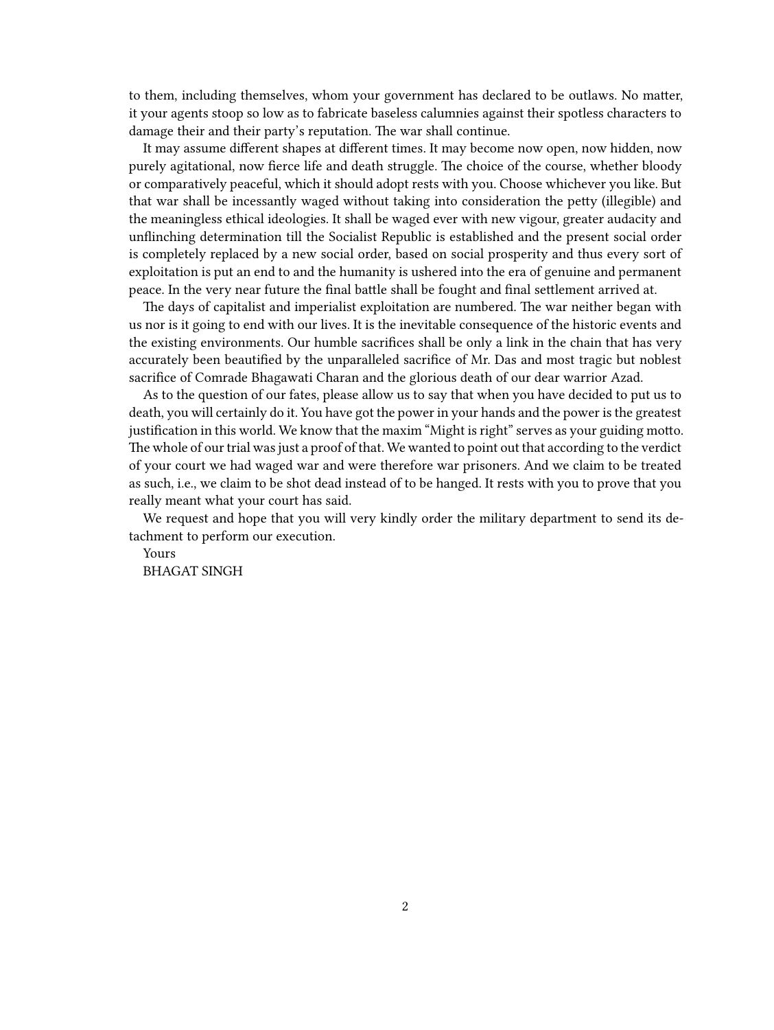to them, including themselves, whom your government has declared to be outlaws. No matter, it your agents stoop so low as to fabricate baseless calumnies against their spotless characters to damage their and their party's reputation. The war shall continue.

It may assume different shapes at different times. It may become now open, now hidden, now purely agitational, now fierce life and death struggle. The choice of the course, whether bloody or comparatively peaceful, which it should adopt rests with you. Choose whichever you like. But that war shall be incessantly waged without taking into consideration the petty (illegible) and the meaningless ethical ideologies. It shall be waged ever with new vigour, greater audacity and unflinching determination till the Socialist Republic is established and the present social order is completely replaced by a new social order, based on social prosperity and thus every sort of exploitation is put an end to and the humanity is ushered into the era of genuine and permanent peace. In the very near future the final battle shall be fought and final settlement arrived at.

The days of capitalist and imperialist exploitation are numbered. The war neither began with us nor is it going to end with our lives. It is the inevitable consequence of the historic events and the existing environments. Our humble sacrifices shall be only a link in the chain that has very accurately been beautified by the unparalleled sacrifice of Mr. Das and most tragic but noblest sacrifice of Comrade Bhagawati Charan and the glorious death of our dear warrior Azad.

As to the question of our fates, please allow us to say that when you have decided to put us to death, you will certainly do it. You have got the power in your hands and the power is the greatest justification in this world. We know that the maxim "Might is right" serves as your guiding motto. The whole of our trial was just a proof of that. We wanted to point out that according to the verdict of your court we had waged war and were therefore war prisoners. And we claim to be treated as such, i.e., we claim to be shot dead instead of to be hanged. It rests with you to prove that you really meant what your court has said.

We request and hope that you will very kindly order the military department to send its detachment to perform our execution.

Yours

BHAGAT SINGH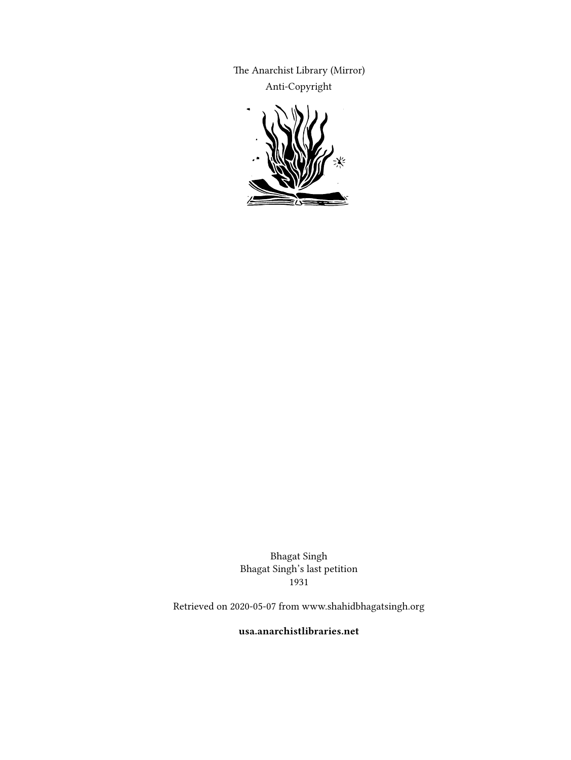The Anarchist Library (Mirror)
Anti-Copyright

Bhagat Singh
Bhagat Singh's last petition
1931

Retrieved on 2020-05-07 from www.shahidbhagatsingh.org

**usa.anarchistlibraries.net**